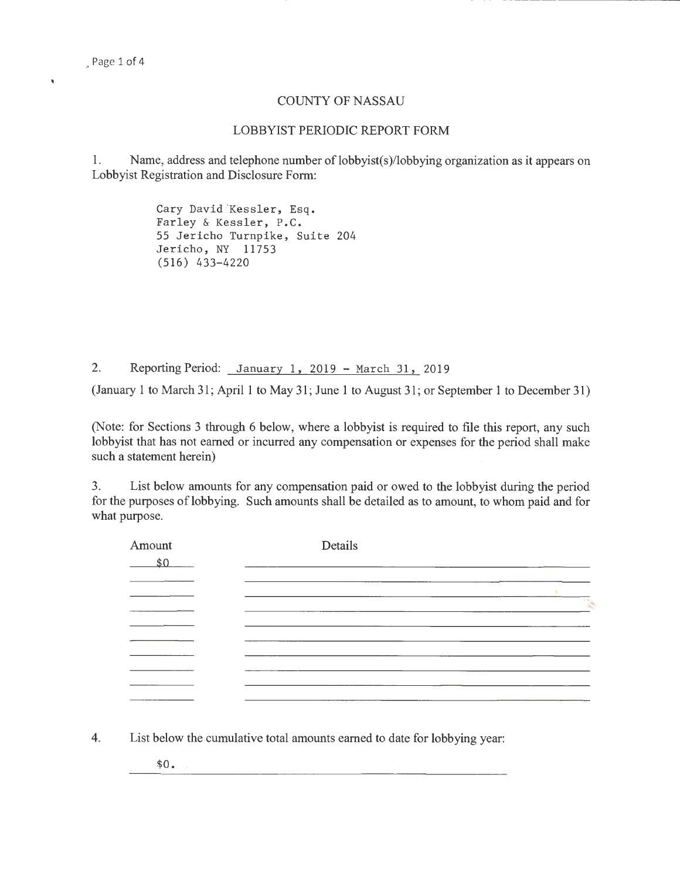# COUNTY OF NASSAU

## LOBBYIST PERIODIC REPORT FORM

1. Name, address and telephone number of lobbyist(s)/lobbying organization as it appears on Lobbyist Registration and Disclosure Form:

Cary David Kessler, Esq.
Farley & Kessler, P.C.
55 Jericho Turnpike, Suite 204
Jericho, NY 11753
(516) 433-4220

2. Reporting Period: January 1, 2019 - March 31, 2019

(January 1 to March 31; April 1 to May 31; June 1 to August 31; or September 1 to December 31)

(Note: for Sections 3 through 6 below, where a lobbyist is required to file this report, any such lobbyist that has not earned or incurred any compensation or expenses for the period shall make such a statement herein)

3. List below amounts for any compensation paid or owed to the lobbyist during the period for the purposes of lobbying. Such amounts shall be detailed as to amount, to whom paid and for what purpose.

| Amount | Details |
| --- | --- |
| $0 | |
| | |
| | |
| | |
| | |
| | |
| | |
| | |
| | |
| | |

4. List below the cumulative total amounts earned to date for lobbying year:

$0.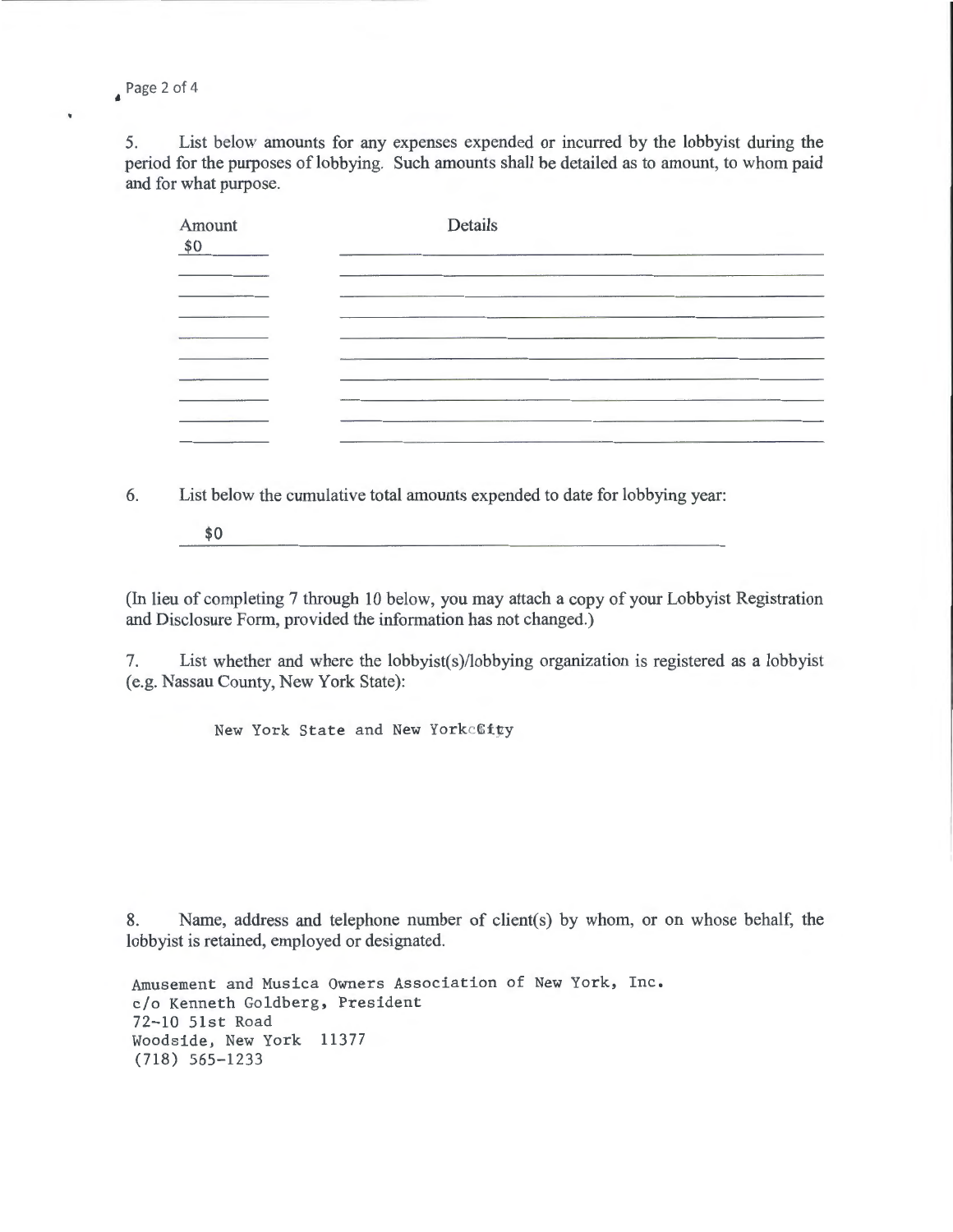5. List below amounts for any expenses expended or incurred by the lobbyist during the period for the purposes of lobbying. Such amounts shall be detailed as to amount, to whom paid and for what purpose.

| Amount | Details |
|---|---|
| $0 | |
| | |
| | |
| | |
| | |
| | |
| | |
| | |
| | |
| | |

6. List below the cumulative total amounts expended to date for lobbying year:

$0

(In lieu of completing 7 through 10 below, you may attach a copy of your Lobbyist Registration and Disclosure Form, provided the information has not changed.)

7. List whether and where the lobbyist(s)/lobbying organization is registered as a lobbyist (e.g. Nassau County, New York State):

New York State and New York City

8. Name, address and telephone number of client(s) by whom, or on whose behalf, the lobbyist is retained, employed or designated.

Amusement and Musica Owners Association of New York, Inc.
c/o Kenneth Goldberg, President
72-10 51st Road
Woodside, New York 11377
(718) 565-1233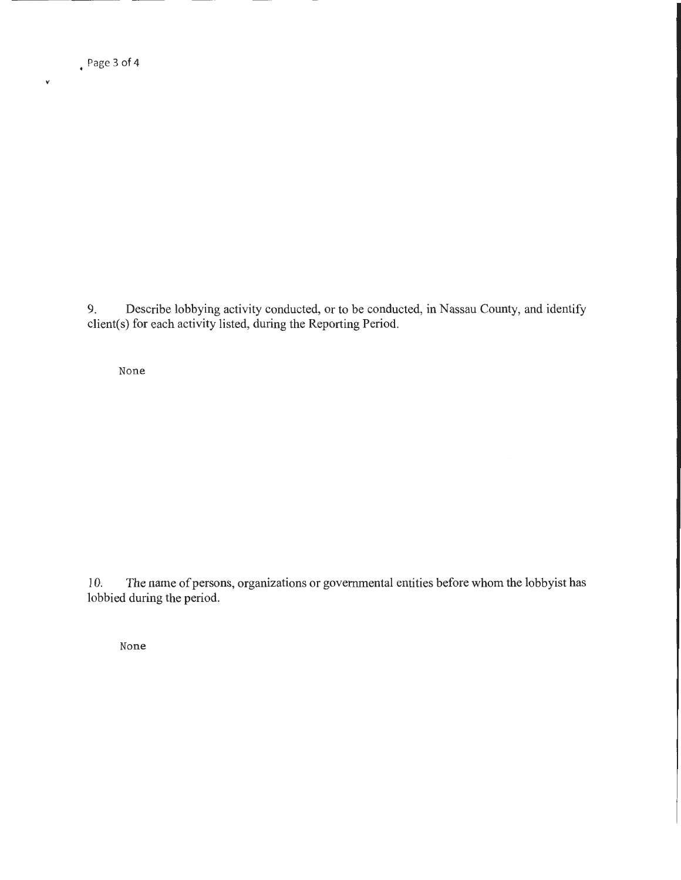9. Describe lobbying activity conducted, or to be conducted, in Nassau County, and identify client(s) for each activity listed, during the Reporting Period.

None

10. The name of persons, organizations or governmental entities before whom the lobbyist has lobbied during the period.

None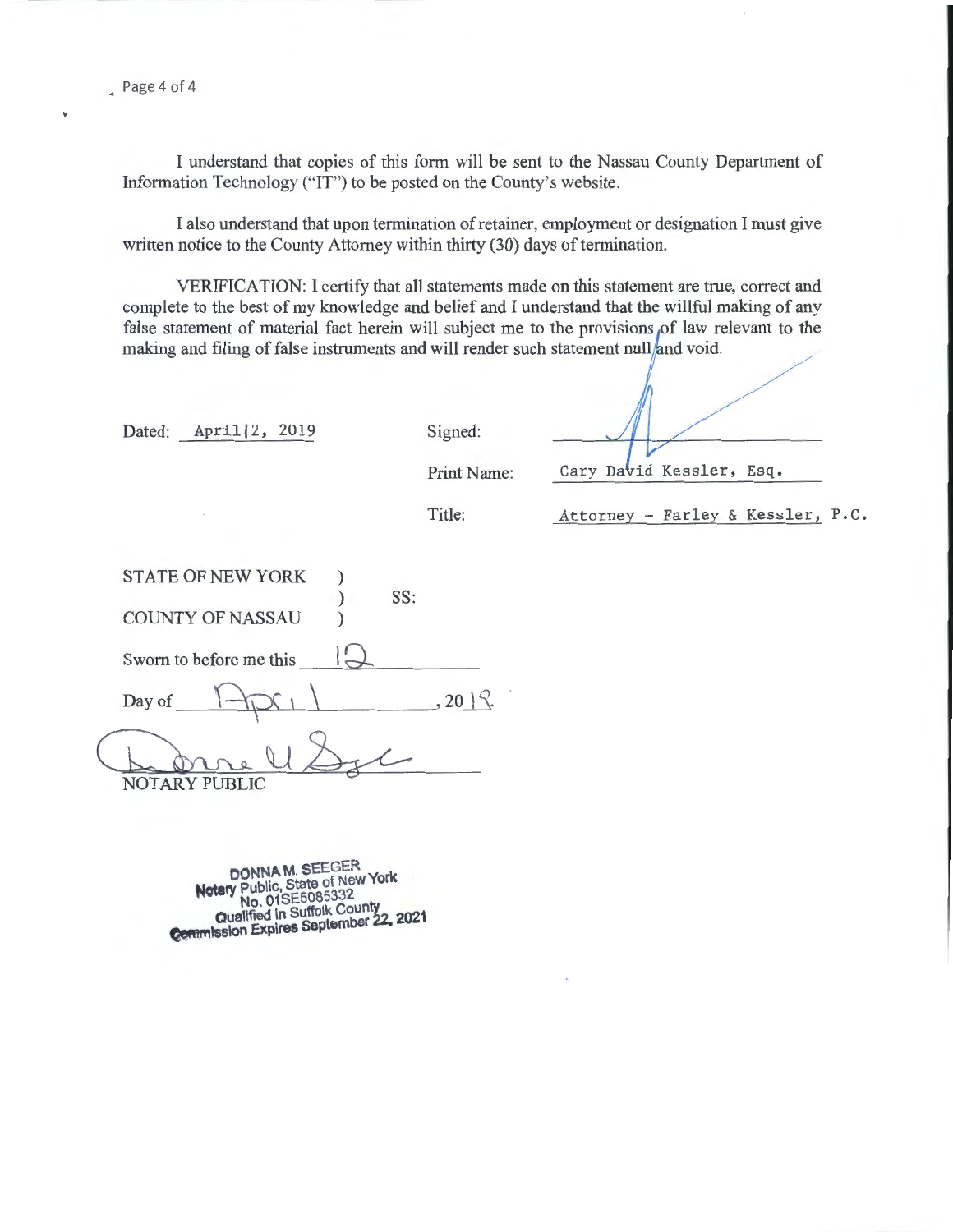I understand that copies of this form will be sent to the Nassau County Department of Information Technology ("IT") to be posted on the County's website.

I also understand that upon termination of retainer, employment or designation I must give written notice to the County Attorney within thirty (30) days of termination.

VERIFICATION: I certify that all statements made on this statement are true, correct and complete to the best of my knowledge and belief and I understand that the willful making of any false statement of material fact herein will subject me to the provisions of law relevant to the making and filing of false instruments and will render such statement null and void.

Dated: April 12, 2019

Signed:

Print Name: Cary David Kessler, Esq.

Title: Attorney - Farley & Kessler, P.C.

STATE OF NEW YORK )
) SS:
COUNTY OF NASSAU )

Sworn to before me this 12

Day of April, 2019

NOTARY PUBLIC

DONNA M. SEEGER
Notary Public, State of New York
No. 01SE5085332
Qualified in Suffolk County
Commission Expires September 22, 2021